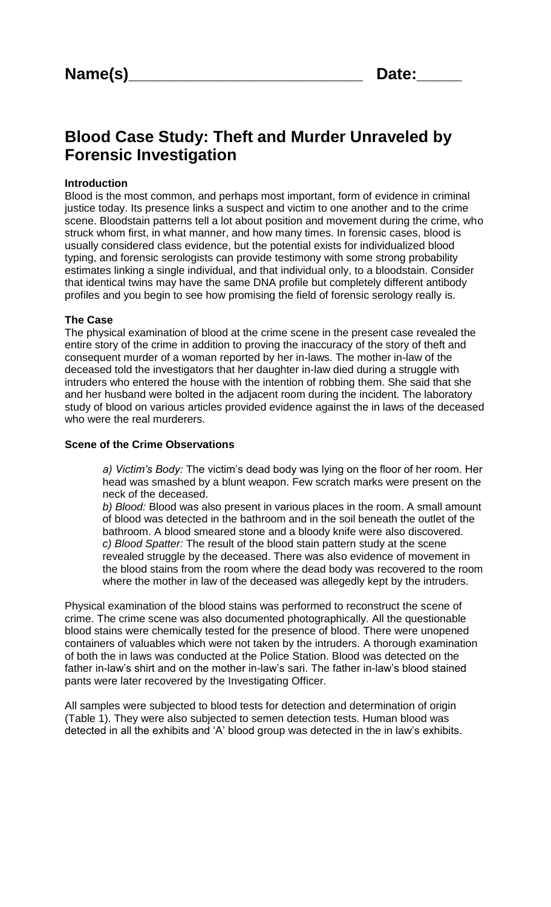**Name(s)___________________________ Date:_____**

# Blood Case Study: Theft and Murder Unraveled by Forensic Investigation

**Introduction**

Blood is the most common, and perhaps most important, form of evidence in criminal justice today. Its presence links a suspect and victim to one another and to the crime scene. Bloodstain patterns tell a lot about position and movement during the crime, who struck whom first, in what manner, and how many times. In forensic cases, blood is usually considered class evidence, but the potential exists for individualized blood typing, and forensic serologists can provide testimony with some strong probability estimates linking a single individual, and that individual only, to a bloodstain. Consider that identical twins may have the same DNA profile but completely different antibody profiles and you begin to see how promising the field of forensic serology really is.

**The Case**

The physical examination of blood at the crime scene in the present case revealed the entire story of the crime in addition to proving the inaccuracy of the story of theft and consequent murder of a woman reported by her in-laws. The mother in-law of the deceased told the investigators that her daughter in-law died during a struggle with intruders who entered the house with the intention of robbing them. She said that she and her husband were bolted in the adjacent room during the incident. The laboratory study of blood on various articles provided evidence against the in laws of the deceased who were the real murderers.

**Scene of the Crime Observations**

> *a) Victim's Body:* The victim's dead body was lying on the floor of her room. Her head was smashed by a blunt weapon. Few scratch marks were present on the neck of the deceased.
> *b) Blood:* Blood was also present in various places in the room. A small amount of blood was detected in the bathroom and in the soil beneath the outlet of the bathroom. A blood smeared stone and a bloody knife were also discovered.
> *c) Blood Spatter:* The result of the blood stain pattern study at the scene revealed struggle by the deceased. There was also evidence of movement in the blood stains from the room where the dead body was recovered to the room where the mother in law of the deceased was allegedly kept by the intruders.

Physical examination of the blood stains was performed to reconstruct the scene of crime. The crime scene was also documented photographically. All the questionable blood stains were chemically tested for the presence of blood. There were unopened containers of valuables which were not taken by the intruders. A thorough examination of both the in laws was conducted at the Police Station. Blood was detected on the father in-law's shirt and on the mother in-law's sari. The father in-law's blood stained pants were later recovered by the Investigating Officer.

All samples were subjected to blood tests for detection and determination of origin (Table 1). They were also subjected to semen detection tests. Human blood was detected in all the exhibits and 'A' blood group was detected in the in law's exhibits.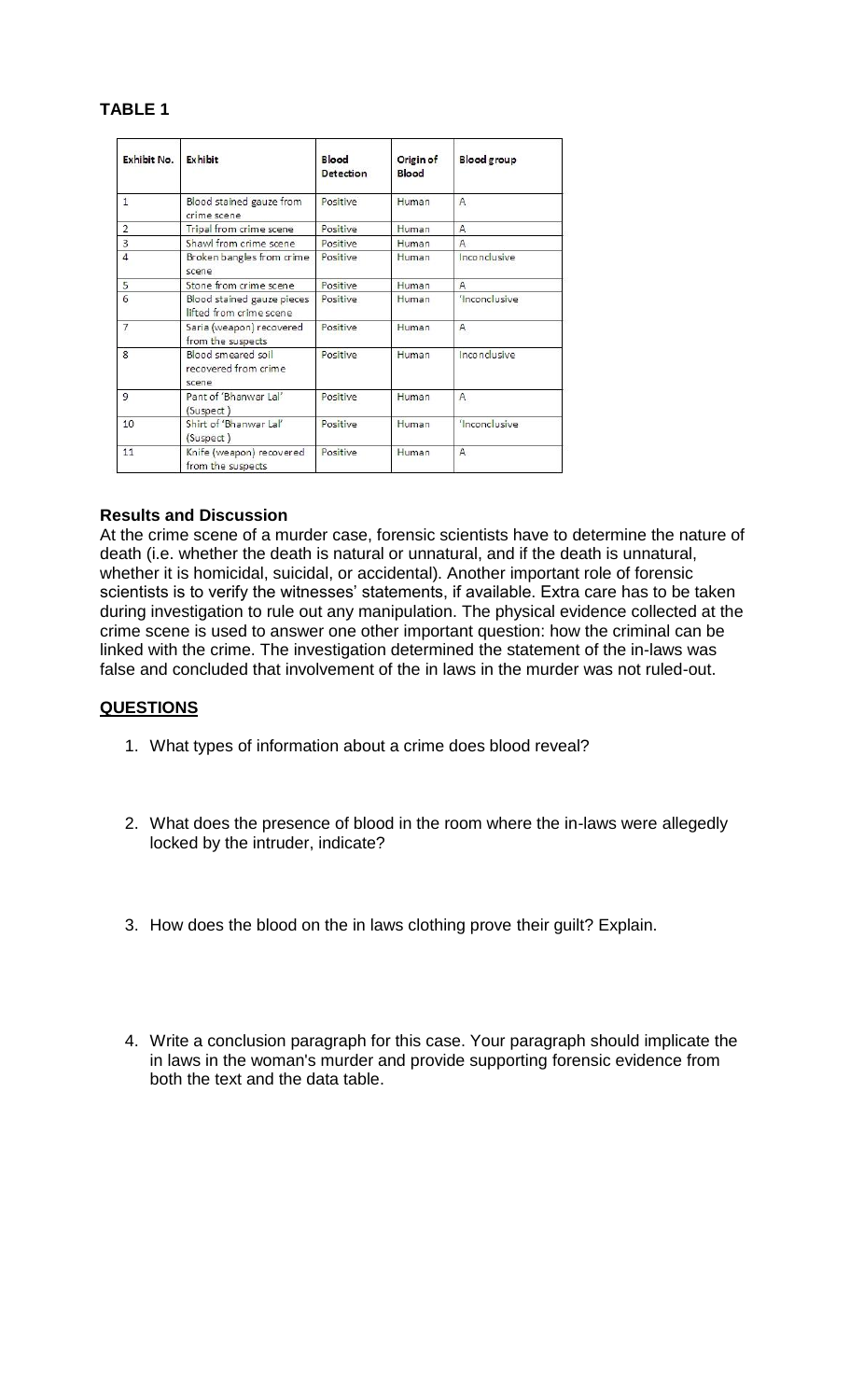**TABLE 1**

| Exhibit No. | Exhibit | Blood Detection | Origin of Blood | Blood group |
|---|---|---|---|---|
| 1 | Blood stained gauze from crime scene | Positive | Human | A |
| 2 | Tripal from crime scene | Positive | Human | A |
| 3 | Shawl from crime scene | Positive | Human | A |
| 4 | Broken bangles from crime scene | Positive | Human | Inconclusive |
| 5 | Stone from crime scene | Positive | Human | A |
| 6 | Blood stained gauze pieces lifted from crime scene | Positive | Human | 'Inconclusive |
| 7 | Saria (weapon) recovered from the suspects | Positive | Human | A |
| 8 | Blood smeared soil recovered from crime scene | Positive | Human | Inconclusive |
| 9 | Pant of 'Bhanwar Lal' (Suspect) | Positive | Human | A |
| 10 | Shirt of 'Bhanwar Lal' (Suspect) | Positive | Human | 'Inconclusive |
| 11 | Knife (weapon) recovered from the suspects | Positive | Human | A |

**Results and Discussion**

At the crime scene of a murder case, forensic scientists have to determine the nature of death (i.e. whether the death is natural or unnatural, and if the death is unnatural, whether it is homicidal, suicidal, or accidental). Another important role of forensic scientists is to verify the witnesses' statements, if available. Extra care has to be taken during investigation to rule out any manipulation. The physical evidence collected at the crime scene is used to answer one other important question: how the criminal can be linked with the crime. The investigation determined the statement of the in-laws was false and concluded that involvement of the in laws in the murder was not ruled-out.

**QUESTIONS**

1. What types of information about a crime does blood reveal?

2. What does the presence of blood in the room where the in-laws were allegedly locked by the intruder, indicate?

3. How does the blood on the in laws clothing prove their guilt? Explain.

4. Write a conclusion paragraph for this case. Your paragraph should implicate the in laws in the woman's murder and provide supporting forensic evidence from both the text and the data table.